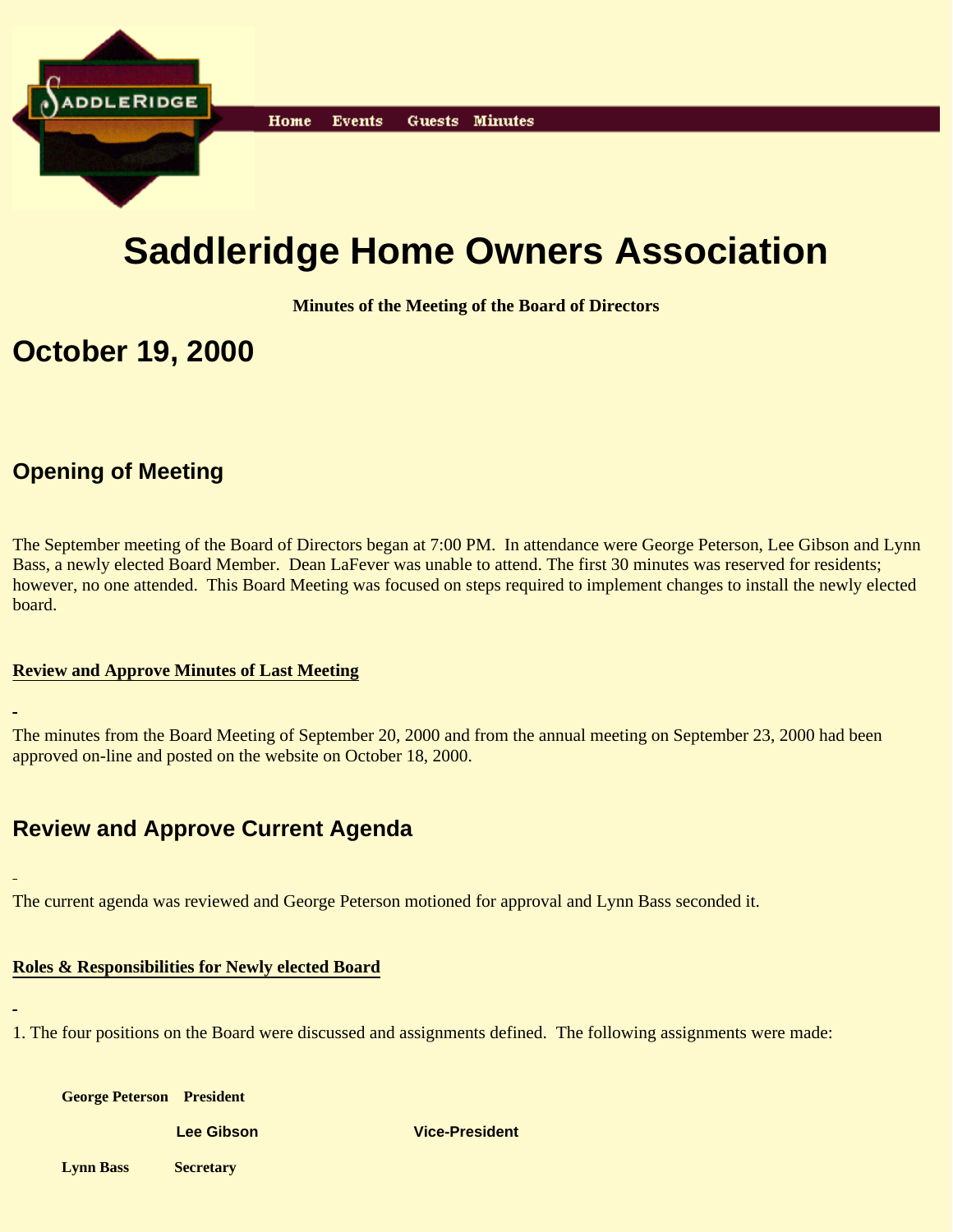Home Events Guests Minutes

# Saddleridge Home Owners Association

**Minutes of the Meeting of the Board of Directors**

# October 19, 2000

## Opening of Meeting

The September meeting of the Board of Directors began at 7:00 PM. In attendance were George Peterson, Lee Gibson and Lynn Bass, a newly elected Board Member. Dean LaFever was unable to attend. The first 30 minutes was reserved for residents; however, no one attended. This Board Meeting was focused on steps required to implement changes to install the newly elected board.

### Review and Approve Minutes of Last Meeting

The minutes from the Board Meeting of September 20, 2000 and from the annual meeting on September 23, 2000 had been approved on-line and posted on the website on October 18, 2000.

## Review and Approve Current Agenda

The current agenda was reviewed and George Peterson motioned for approval and Lynn Bass seconded it.

### Roles & Responsibilities for Newly elected Board

1. The four positions on the Board were discussed and assignments defined. The following assignments were made:

| | |
|---|---|
| **George Peterson** | **President** |
| **Lee Gibson** | **Vice-President** |
| **Lynn Bass** | **Secretary** |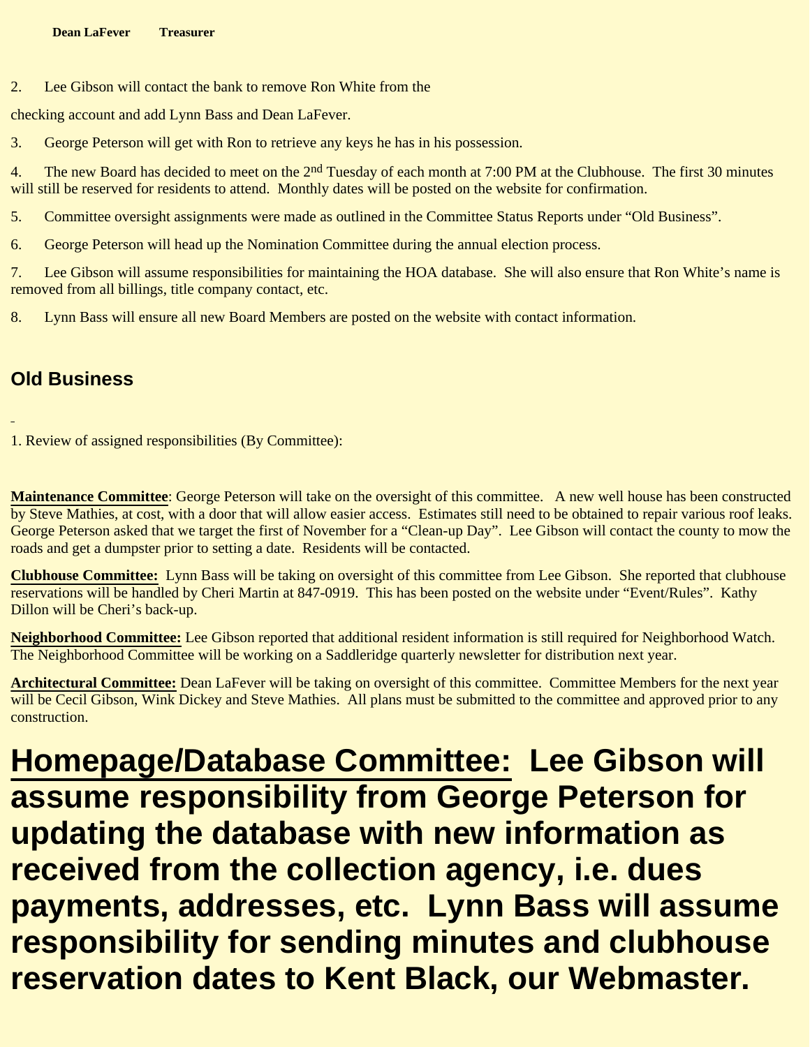**Dean LaFever Treasurer**

2. Lee Gibson will contact the bank to remove Ron White from the

checking account and add Lynn Bass and Dean LaFever.

3. George Peterson will get with Ron to retrieve any keys he has in his possession.

4. The new Board has decided to meet on the 2nd Tuesday of each month at 7:00 PM at the Clubhouse. The first 30 minutes will still be reserved for residents to attend. Monthly dates will be posted on the website for confirmation.

5. Committee oversight assignments were made as outlined in the Committee Status Reports under "Old Business".

6. George Peterson will head up the Nomination Committee during the annual election process.

7. Lee Gibson will assume responsibilities for maintaining the HOA database. She will also ensure that Ron White's name is removed from all billings, title company contact, etc.

8. Lynn Bass will ensure all new Board Members are posted on the website with contact information.

## Old Business

1. Review of assigned responsibilities (By Committee):

**Maintenance Committee**: George Peterson will take on the oversight of this committee. A new well house has been constructed by Steve Mathies, at cost, with a door that will allow easier access. Estimates still need to be obtained to repair various roof leaks. George Peterson asked that we target the first of November for a "Clean-up Day". Lee Gibson will contact the county to mow the roads and get a dumpster prior to setting a date. Residents will be contacted.

**Clubhouse Committee:** Lynn Bass will be taking on oversight of this committee from Lee Gibson. She reported that clubhouse reservations will be handled by Cheri Martin at 847-0919. This has been posted on the website under "Event/Rules". Kathy Dillon will be Cheri's back-up.

**Neighborhood Committee:** Lee Gibson reported that additional resident information is still required for Neighborhood Watch. The Neighborhood Committee will be working on a Saddleridge quarterly newsletter for distribution next year.

**Architectural Committee:** Dean LaFever will be taking on oversight of this committee. Committee Members for the next year will be Cecil Gibson, Wink Dickey and Steve Mathies. All plans must be submitted to the committee and approved prior to any construction.

**Homepage/Database Committee: Lee Gibson will assume responsibility from George Peterson for updating the database with new information as received from the collection agency, i.e. dues payments, addresses, etc. Lynn Bass will assume responsibility for sending minutes and clubhouse reservation dates to Kent Black, our Webmaster.**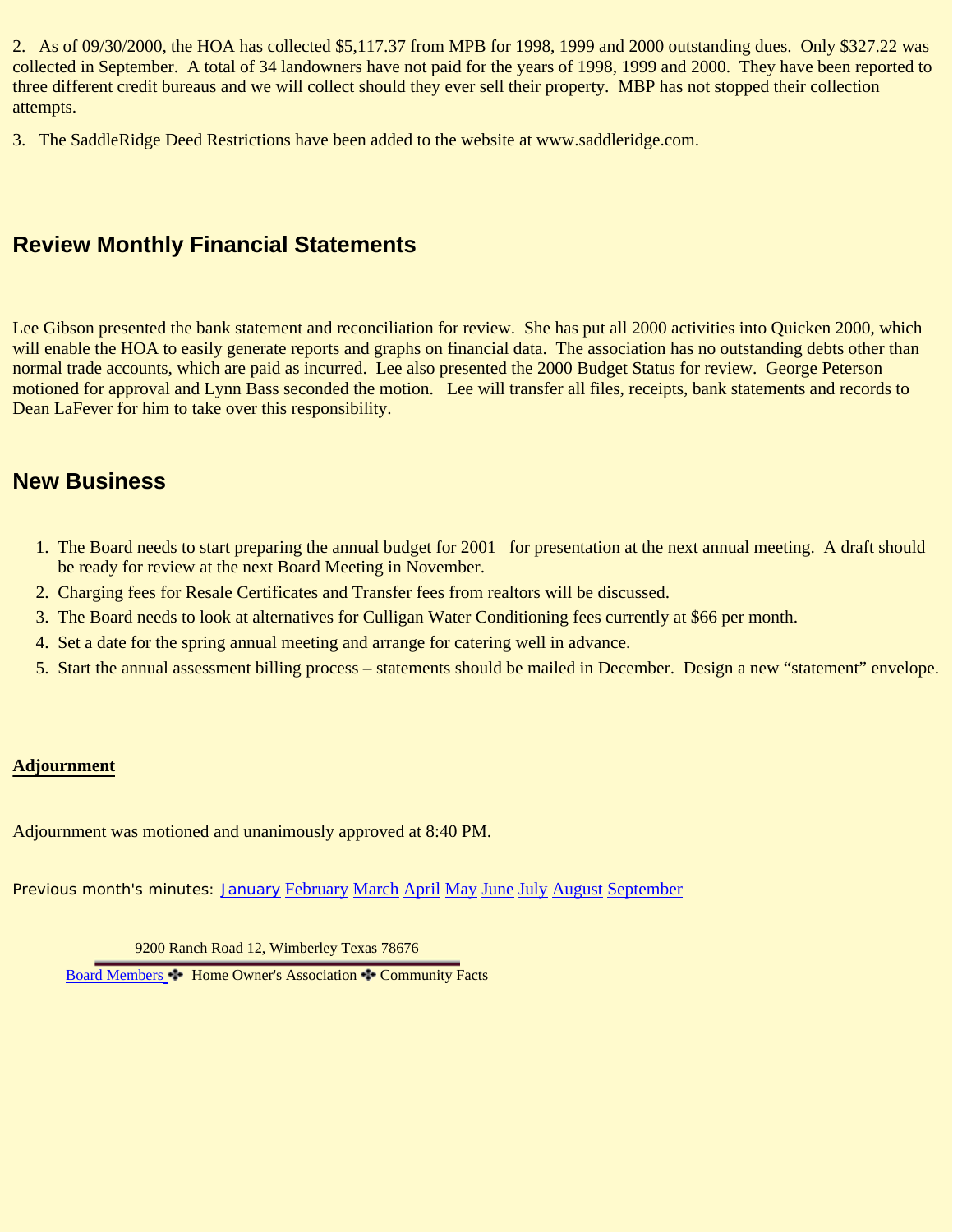2. As of 09/30/2000, the HOA has collected $5,117.37 from MPB for 1998, 1999 and 2000 outstanding dues. Only $327.22 was collected in September. A total of 34 landowners have not paid for the years of 1998, 1999 and 2000. They have been reported to three different credit bureaus and we will collect should they ever sell their property. MBP has not stopped their collection attempts.

3. The SaddleRidge Deed Restrictions have been added to the website at www.saddleridge.com.

## Review Monthly Financial Statements

Lee Gibson presented the bank statement and reconciliation for review. She has put all 2000 activities into Quicken 2000, which will enable the HOA to easily generate reports and graphs on financial data. The association has no outstanding debts other than normal trade accounts, which are paid as incurred. Lee also presented the 2000 Budget Status for review. George Peterson motioned for approval and Lynn Bass seconded the motion. Lee will transfer all files, receipts, bank statements and records to Dean LaFever for him to take over this responsibility.

## New Business

1. The Board needs to start preparing the annual budget for 2001 for presentation at the next annual meeting. A draft should be ready for review at the next Board Meeting in November.
2. Charging fees for Resale Certificates and Transfer fees from realtors will be discussed.
3. The Board needs to look at alternatives for Culligan Water Conditioning fees currently at $66 per month.
4. Set a date for the spring annual meeting and arrange for catering well in advance.
5. Start the annual assessment billing process – statements should be mailed in December. Design a new "statement" envelope.

**Adjournment**

Adjournment was motioned and unanimously approved at 8:40 PM.

Previous month's minutes: January February March April May June July August September

9200 Ranch Road 12, Wimberley Texas 78676

Board Members ✤ Home Owner's Association ✤ Community Facts